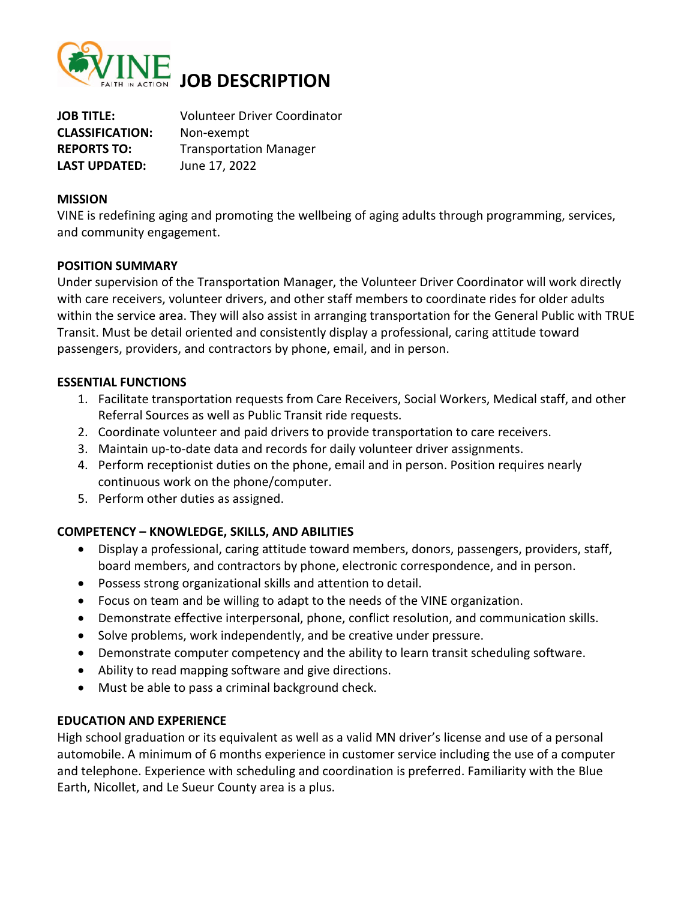# JOB DESCRIPTION

**JOB TITLE:** Volunteer Driver Coordinator
**CLASSIFICATION:** Non-exempt
**REPORTS TO:** Transportation Manager
**LAST UPDATED:** June 17, 2022

## MISSION

VINE is redefining aging and promoting the wellbeing of aging adults through programming, services, and community engagement.

## POSITION SUMMARY

Under supervision of the Transportation Manager, the Volunteer Driver Coordinator will work directly with care receivers, volunteer drivers, and other staff members to coordinate rides for older adults within the service area. They will also assist in arranging transportation for the General Public with TRUE Transit. Must be detail oriented and consistently display a professional, caring attitude toward passengers, providers, and contractors by phone, email, and in person.

## ESSENTIAL FUNCTIONS

1. Facilitate transportation requests from Care Receivers, Social Workers, Medical staff, and other Referral Sources as well as Public Transit ride requests.
2. Coordinate volunteer and paid drivers to provide transportation to care receivers.
3. Maintain up-to-date data and records for daily volunteer driver assignments.
4. Perform receptionist duties on the phone, email and in person. Position requires nearly continuous work on the phone/computer.
5. Perform other duties as assigned.

## COMPETENCY – KNOWLEDGE, SKILLS, AND ABILITIES

- Display a professional, caring attitude toward members, donors, passengers, providers, staff, board members, and contractors by phone, electronic correspondence, and in person.
- Possess strong organizational skills and attention to detail.
- Focus on team and be willing to adapt to the needs of the VINE organization.
- Demonstrate effective interpersonal, phone, conflict resolution, and communication skills.
- Solve problems, work independently, and be creative under pressure.
- Demonstrate computer competency and the ability to learn transit scheduling software.
- Ability to read mapping software and give directions.
- Must be able to pass a criminal background check.

## EDUCATION AND EXPERIENCE

High school graduation or its equivalent as well as a valid MN driver's license and use of a personal automobile. A minimum of 6 months experience in customer service including the use of a computer and telephone. Experience with scheduling and coordination is preferred. Familiarity with the Blue Earth, Nicollet, and Le Sueur County area is a plus.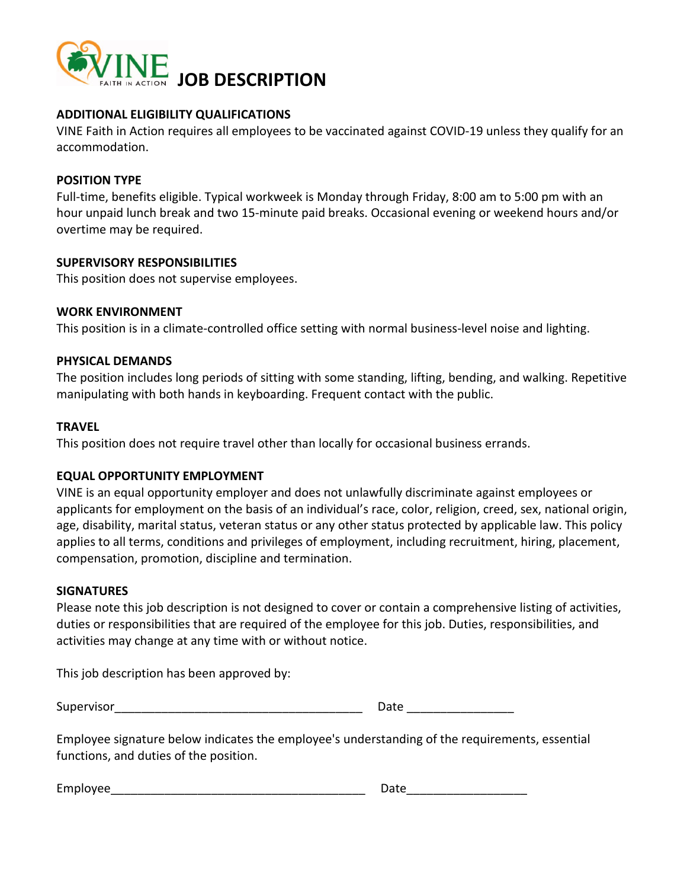# JOB DESCRIPTION

**ADDITIONAL ELIGIBILITY QUALIFICATIONS**

VINE Faith in Action requires all employees to be vaccinated against COVID-19 unless they qualify for an accommodation.

**POSITION TYPE**

Full-time, benefits eligible. Typical workweek is Monday through Friday, 8:00 am to 5:00 pm with an hour unpaid lunch break and two 15-minute paid breaks. Occasional evening or weekend hours and/or overtime may be required.

**SUPERVISORY RESPONSIBILITIES**

This position does not supervise employees.

**WORK ENVIRONMENT**

This position is in a climate-controlled office setting with normal business-level noise and lighting.

**PHYSICAL DEMANDS**

The position includes long periods of sitting with some standing, lifting, bending, and walking. Repetitive manipulating with both hands in keyboarding. Frequent contact with the public.

**TRAVEL**

This position does not require travel other than locally for occasional business errands.

**EQUAL OPPORTUNITY EMPLOYMENT**

VINE is an equal opportunity employer and does not unlawfully discriminate against employees or applicants for employment on the basis of an individual's race, color, religion, creed, sex, national origin, age, disability, marital status, veteran status or any other status protected by applicable law. This policy applies to all terms, conditions and privileges of employment, including recruitment, hiring, placement, compensation, promotion, discipline and termination.

**SIGNATURES**

Please note this job description is not designed to cover or contain a comprehensive listing of activities, duties or responsibilities that are required of the employee for this job. Duties, responsibilities, and activities may change at any time with or without notice.

This job description has been approved by:

Supervisor_____________________________________ Date ________________

Employee signature below indicates the employee's understanding of the requirements, essential functions, and duties of the position.

Employee______________________________________ Date__________________